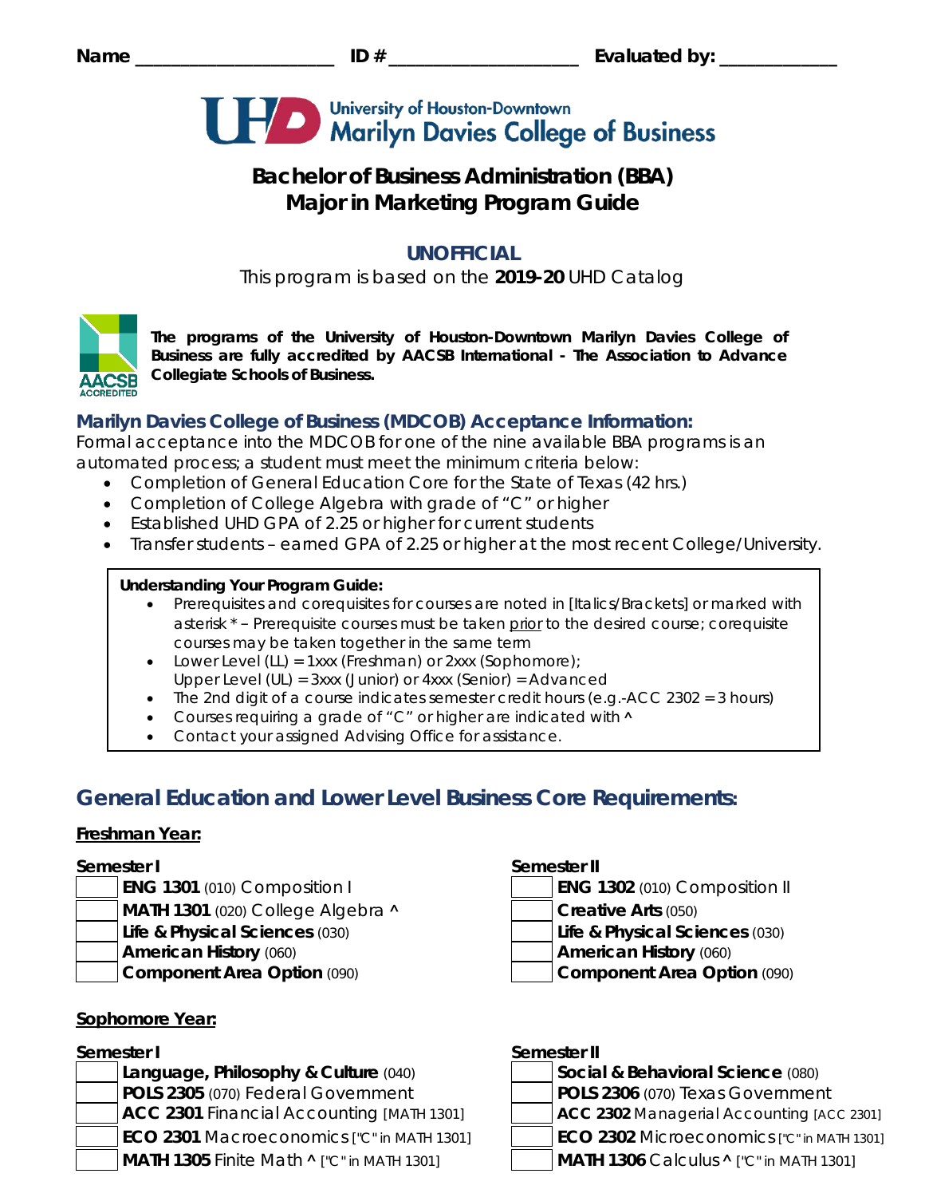Name ____________________ ID # __________________ Evaluated by: ___________

**University of Houston-Downtown**
**Marilyn Davies College of Business**

# Bachelor of Business Administration (BBA) Major in Marketing Program Guide

## UNOFFICIAL

This program is based on the **2019-20** UHD Catalog

**The programs of the University of Houston-Downtown Marilyn Davies College of Business are fully accredited by AACSB International - The Association to Advance Collegiate Schools of Business.**

### Marilyn Davies College of Business (MDCOB) Acceptance Information:

Formal acceptance into the MDCOB for one of the nine available BBA programs is an automated process; a student must meet the minimum criteria below:

- Completion of General Education Core for the State of Texas (42 hrs.)
- Completion of College Algebra with grade of "C" or higher
- Established UHD GPA of 2.25 or higher for current students
- Transfer students – earned GPA of 2.25 or higher at the most recent College/University.

**Understanding Your Program Guide:**

- Prerequisites and corequisites for courses are noted in [Italics/Brackets] or marked with asterisk * – Prerequisite courses must be taken prior to the desired course; corequisite courses may be taken together in the same term
- Lower Level (LL) = 1xxx (Freshman) or 2xxx (Sophomore); Upper Level (UL) = 3xxx (Junior) or 4xxx (Senior) = Advanced
- The 2nd digit of a course indicates semester credit hours (e.g.-ACC 2302 = 3 hours)
- Courses requiring a grade of "C" or higher are indicated with ^
- Contact your assigned Advising Office for assistance.

## General Education and Lower Level Business Core Requirements:

### Freshman Year:

| Semester I | Semester II |
|---|---|
| **ENG 1301** (010) Composition I | **ENG 1302** (010) Composition II |
| **MATH 1301** (020) College Algebra ^ | **Creative Arts** (050) |
| **Life & Physical Sciences** (030) | **Life & Physical Sciences** (030) |
| **American History** (060) | **American History** (060) |
| **Component Area Option** (090) | **Component Area Option** (090) |

### Sophomore Year:

| Semester I | Semester II |
|---|---|
| **Language, Philosophy & Culture** (040) | **Social & Behavioral Science** (080) |
| **POLS 2305** (070) Federal Government | **POLS 2306** (070) Texas Government |
| **ACC 2301** Financial Accounting [MATH 1301] | **ACC 2302** Managerial Accounting [ACC 2301] |
| **ECO 2301** Macroeconomics ["C" in MATH 1301] | **ECO 2302** Microeconomics ["C" in MATH 1301] |
| **MATH 1305** Finite Math ^ ["C" in MATH 1301] | **MATH 1306** Calculus ^ ["C" in MATH 1301] |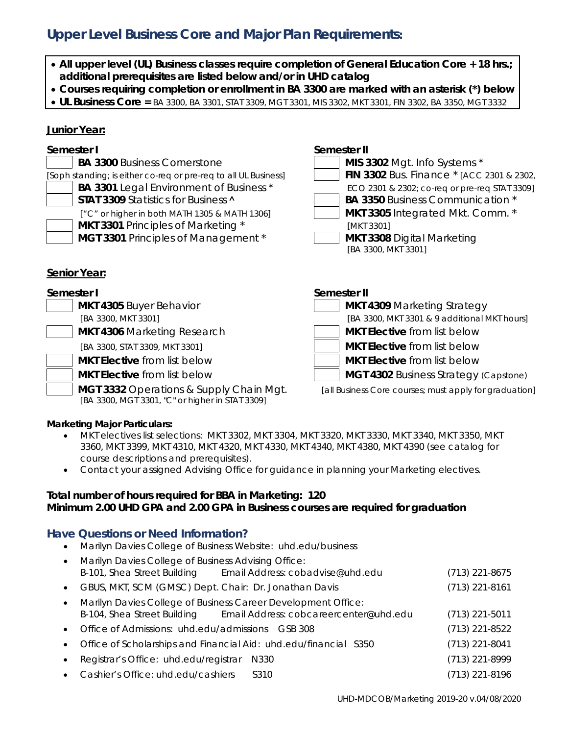## Upper Level Business Core and Major Plan Requirements:

- **All upper level (UL) Business classes require completion of General Education Core + 18 hrs.; additional prerequisites are listed below and/or in UHD catalog**
- **Courses requiring completion or enrollment in BA 3300 are marked with an asterisk (*) below**
- **UL Business Core =** BA 3300, BA 3301, STAT 3309, MGT 3301, MIS 3302, MKT 3301, FIN 3302, BA 3350, MGT 3332

### Junior Year:

**Semester I**

- ☐ **BA 3300** Business Cornerstone
  [Soph standing; is either co-req or pre-req to all UL Business]
- ☐ **BA 3301** Legal Environment of Business *
- ☐ **STAT 3309** Statistics for Business ^
  ["C" or higher in both MATH 1305 & MATH 1306]
- ☐ **MKT 3301** Principles of Marketing *
- ☐ **MGT 3301** Principles of Management *

**Semester II**

- ☐ **MIS 3302** Mgt. Info Systems *
- ☐ **FIN 3302** Bus. Finance * [ACC 2301 & 2302, ECO 2301 & 2302; co-req or pre-req STAT 3309]
- ☐ **BA 3350** Business Communication *
- ☐ **MKT 3305** Integrated Mkt. Comm. *
  [MKT 3301]
- ☐ **MKT 3308** Digital Marketing
  [BA 3300, MKT 3301]

### Senior Year:

**Semester I**

- ☐ **MKT 4305** Buyer Behavior
  [BA 3300, MKT 3301]
- ☐ **MKT 4306** Marketing Research
  [BA 3300, STAT 3309, MKT 3301]
- ☐ **MKT Elective** from list below
- ☐ **MKT Elective** from list below
- ☐ **MGT 3332** Operations & Supply Chain Mgt.
  [BA 3300, MGT 3301, "C" or higher in STAT 3309]

**Semester II**

- ☐ **MKT 4309** Marketing Strategy
  [BA 3300, MKT 3301 & 9 additional MKT hours]
- ☐ **MKT Elective** from list below
- ☐ **MKT Elective** from list below
- ☐ **MKT Elective** from list below
- ☐ **MGT 4302** Business Strategy (Capstone)
  [all Business Core courses; must apply for graduation]

**Marketing Major Particulars:**

- MKT electives list selections: MKT 3302, MKT 3304, MKT 3320, MKT 3330, MKT 3340, MKT 3350, MKT 3360, MKT 3399, MKT 4310, MKT 4320, MKT 4330, MKT 4340, MKT 4380, MKT 4390 (see catalog for course descriptions and prerequisites).
- Contact your assigned Advising Office for guidance in planning your Marketing electives.

**Total number of hours required for BBA in Marketing: 120**
**Minimum 2.00 UHD GPA and 2.00 GPA in Business courses are required for graduation**

### Have Questions or Need Information?

- Marilyn Davies College of Business Website: uhd.edu/business
- Marilyn Davies College of Business Advising Office:
  B-101, Shea Street Building Email Address: cobadvise@uhd.edu (713) 221-8675
- GBUS, MKT, SCM (GMSC) Dept. Chair: Dr. Jonathan Davis (713) 221-8161
- Marilyn Davies College of Business Career Development Office:
  B-104, Shea Street Building Email Address: cobcareercenter@uhd.edu (713) 221-5011
- Office of Admissions: uhd.edu/admissions GSB 308 (713) 221-8522
- Office of Scholarships and Financial Aid: uhd.edu/financial S350 (713) 221-8041
- Registrar's Office: uhd.edu/registrar N330 (713) 221-8999
- Cashier's Office: uhd.edu/cashiers S310 (713) 221-8196

UHD-MDCOB/Marketing 2019-20 v.04/08/2020